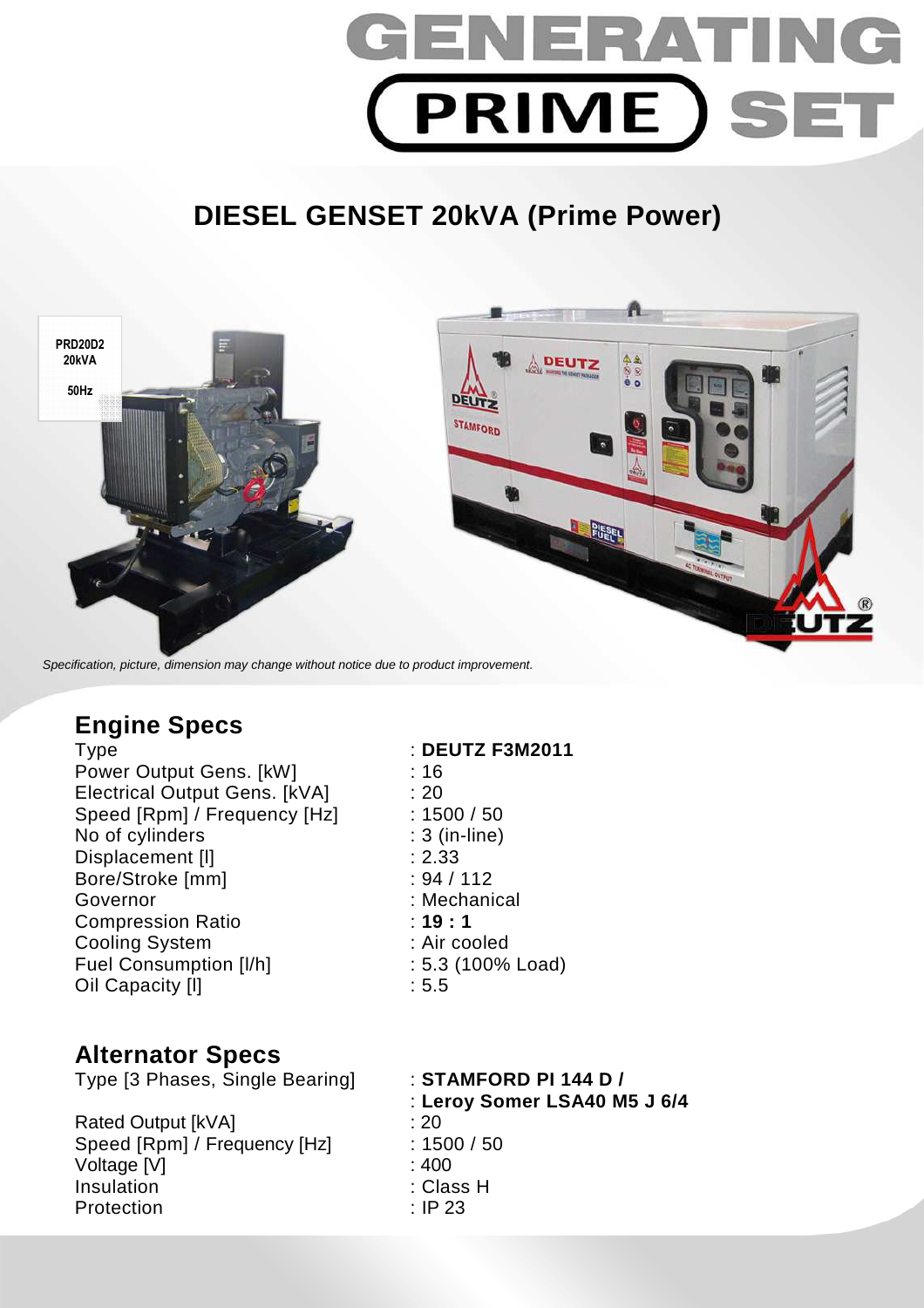# GENERATING PRIME SET

## DIESEL GENSET 20kVA (Prime Power)

PRD20D2
20kVA

50Hz

*Specification, picture, dimension may change without notice due to product improvement.*

## Engine Specs

| | |
|---|---|
| Type | : **DEUTZ F3M2011** |
| Power Output Gens. [kW] | : 16 |
| Electrical Output Gens. [kVA] | : 20 |
| Speed [Rpm] / Frequency [Hz] | : 1500 / 50 |
| No of cylinders | : 3 (in-line) |
| Displacement [l] | : 2.33 |
| Bore/Stroke [mm] | : 94 / 112 |
| Governor | : Mechanical |
| Compression Ratio | : **19 : 1** |
| Cooling System | : Air cooled |
| Fuel Consumption [l/h] | : 5.3 (100% Load) |
| Oil Capacity [l] | : 5.5 |

## Alternator Specs

| | |
|---|---|
| Type [3 Phases, Single Bearing] | : **STAMFORD PI 144 D /** <br> : **Leroy Somer LSA40 M5 J 6/4** |
| Rated Output [kVA] | : 20 |
| Speed [Rpm] / Frequency [Hz] | : 1500 / 50 |
| Voltage [V] | : 400 |
| Insulation | : Class H |
| Protection | : IP 23 |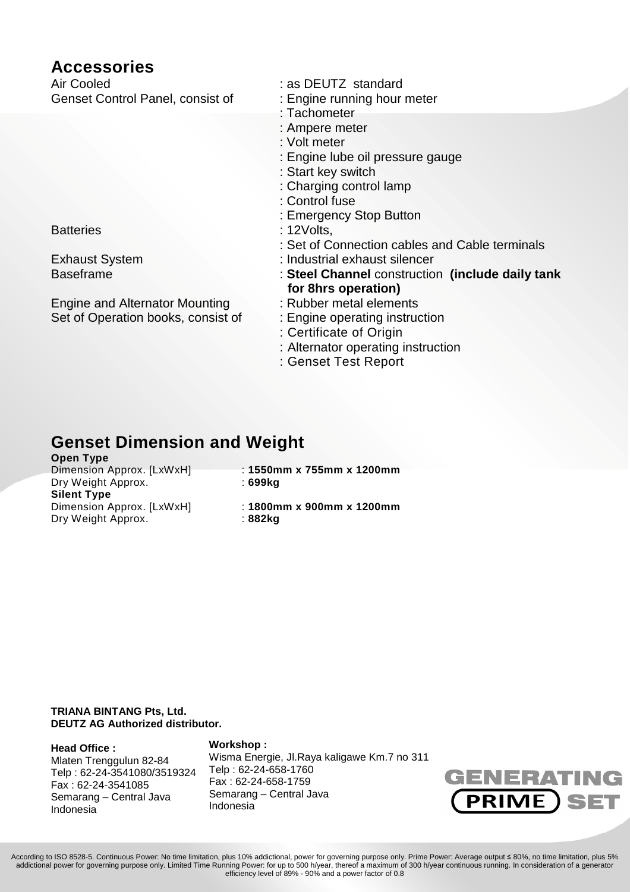## Accessories

| | |
|---|---|
| Air Cooled | : as DEUTZ standard |
| Genset Control Panel, consist of | : Engine running hour meter |
| | : Tachometer |
| | : Ampere meter |
| | : Volt meter |
| | : Engine lube oil pressure gauge |
| | : Start key switch |
| | : Charging control lamp |
| | : Control fuse |
| | : Emergency Stop Button |
| Batteries | : 12Volts, |
| | : Set of Connection cables and Cable terminals |
| Exhaust System | : Industrial exhaust silencer |
| Baseframe | : **Steel Channel** construction **(include daily tank for 8hrs operation)** |
| Engine and Alternator Mounting | : Rubber metal elements |
| Set of Operation books, consist of | : Engine operating instruction |
| | : Certificate of Origin |
| | : Alternator operating instruction |
| | : Genset Test Report |

## Genset Dimension and Weight

**Open Type**

| | |
|---|---|
| Dimension Approx. [LxWxH] | : **1550mm x 755mm x 1200mm** |
| Dry Weight Approx. | : **699kg** |

**Silent Type**

| | |
|---|---|
| Dimension Approx. [LxWxH] | : **1800mm x 900mm x 1200mm** |
| Dry Weight Approx. | : **882kg** |

**TRIANA BINTANG Pts, Ltd.**
**DEUTZ AG Authorized distributor.**

**Head Office :**
Mlaten Trenggulun 82-84
Telp : 62-24-3541080/3519324
Fax : 62-24-3541085
Semarang – Central Java
Indonesia

**Workshop :**
Wisma Energie, Jl.Raya kaligawe Km.7 no 311
Telp : 62-24-658-1760
Fax : 62-24-658-1759
Semarang – Central Java
Indonesia

GENERATING PRIME SET

According to ISO 8528-5. Continuous Power: No time limitation, plus 10% addictional, power for governing purpose only. Prime Power: Average output ≤ 80%, no time limitation, plus 5% addictional power for governing purpose only. Limited Time Running Power: for up to 500 h/year, thereof a maximum of 300 h/year continuous running. In consideration of a generator efficiency level of 89% - 90% and a power factor of 0.8